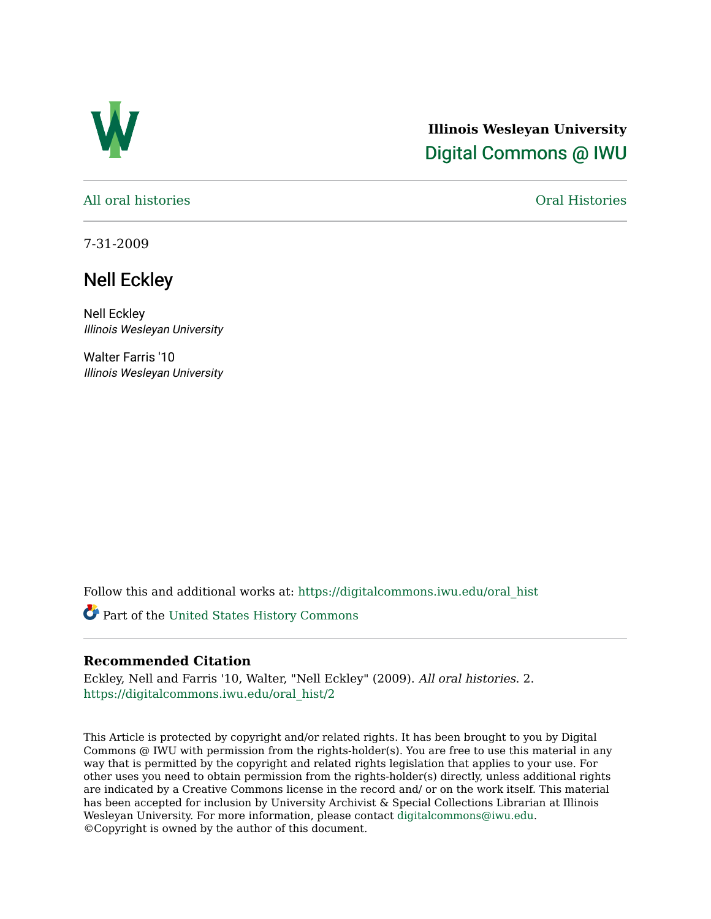Illinois Wesleyan University

Digital Commons @ IWU

All oral histories

Oral Histories

7-31-2009

# Nell Eckley

Nell Eckley
*Illinois Wesleyan University*

Walter Farris '10
*Illinois Wesleyan University*

Follow this and additional works at: https://digitalcommons.iwu.edu/oral_hist

Part of the United States History Commons

### Recommended Citation

Eckley, Nell and Farris '10, Walter, "Nell Eckley" (2009). *All oral histories*. 2.
https://digitalcommons.iwu.edu/oral_hist/2

This Article is protected by copyright and/or related rights. It has been brought to you by Digital Commons @ IWU with permission from the rights-holder(s). You are free to use this material in any way that is permitted by the copyright and related rights legislation that applies to your use. For other uses you need to obtain permission from the rights-holder(s) directly, unless additional rights are indicated by a Creative Commons license in the record and/ or on the work itself. This material has been accepted for inclusion by University Archivist & Special Collections Librarian at Illinois Wesleyan University. For more information, please contact digitalcommons@iwu.edu.
©Copyright is owned by the author of this document.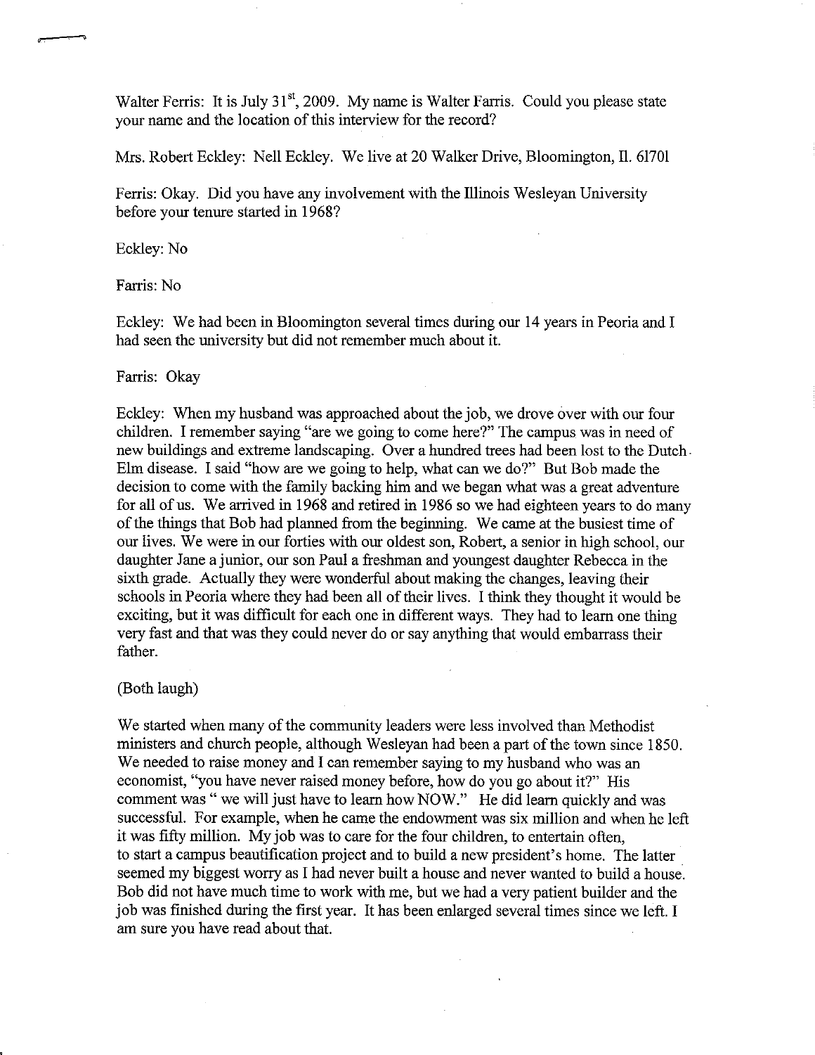Walter Ferris: It is July 31st, 2009. My name is Walter Farris. Could you please state your name and the location of this interview for the record?

Mrs. Robert Eckley: Nell Eckley. We live at 20 Walker Drive, Bloomington, Il. 61701

Ferris: Okay. Did you have any involvement with the Illinois Wesleyan University before your tenure started in 1968?

Eckley: No

Farris: No

Eckley: We had been in Bloomington several times during our 14 years in Peoria and I had seen the university but did not remember much about it.

Farris: Okay

Eckley: When my husband was approached about the job, we drove over with our four children. I remember saying "are we going to come here?" The campus was in need of new buildings and extreme landscaping. Over a hundred trees had been lost to the Dutch Elm disease. I said "how are we going to help, what can we do?" But Bob made the decision to come with the family backing him and we began what was a great adventure for all of us. We arrived in 1968 and retired in 1986 so we had eighteen years to do many of the things that Bob had planned from the beginning. We came at the busiest time of our lives. We were in our forties with our oldest son, Robert, a senior in high school, our daughter Jane a junior, our son Paul a freshman and youngest daughter Rebecca in the sixth grade. Actually they were wonderful about making the changes, leaving their schools in Peoria where they had been all of their lives. I think they thought it would be exciting, but it was difficult for each one in different ways. They had to learn one thing very fast and that was they could never do or say anything that would embarrass their father.

(Both laugh)

We started when many of the community leaders were less involved than Methodist ministers and church people, although Wesleyan had been a part of the town since 1850. We needed to raise money and I can remember saying to my husband who was an economist, "you have never raised money before, how do you go about it?" His comment was " we will just have to learn how NOW." He did learn quickly and was successful. For example, when he came the endowment was six million and when he left it was fifty million. My job was to care for the four children, to entertain often, to start a campus beautification project and to build a new president's home. The latter seemed my biggest worry as I had never built a house and never wanted to build a house. Bob did not have much time to work with me, but we had a very patient builder and the job was finished during the first year. It has been enlarged several times since we left. I am sure you have read about that.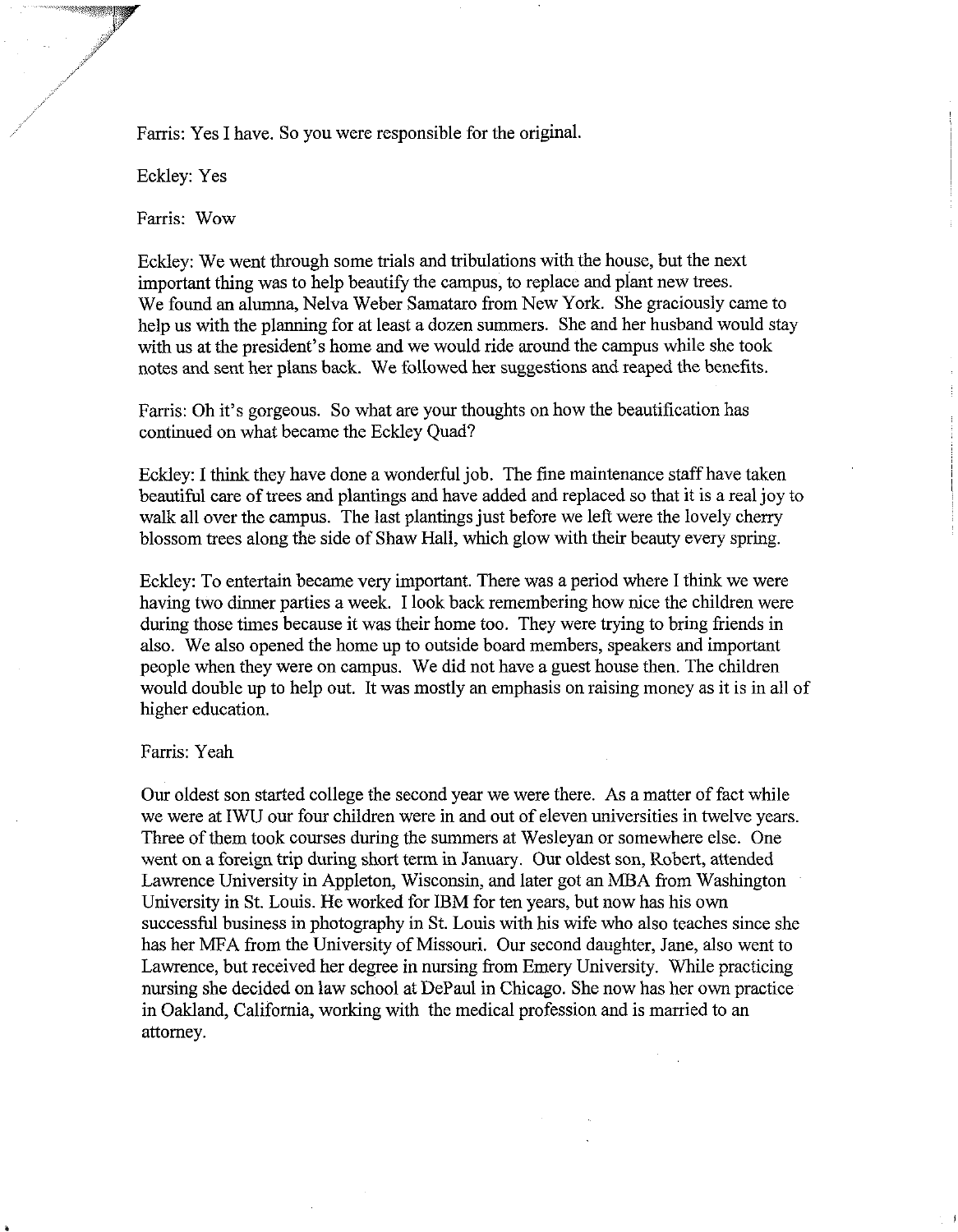Farris: Yes I have. So you were responsible for the original.

Eckley: Yes

Farris: Wow

Eckley: We went through some trials and tribulations with the house, but the next important thing was to help beautify the campus, to replace and plant new trees. We found an alumna, Nelva Weber Samataro from New York. She graciously came to help us with the planning for at least a dozen summers. She and her husband would stay with us at the president's home and we would ride around the campus while she took notes and sent her plans back. We followed her suggestions and reaped the benefits.

Farris: Oh it's gorgeous. So what are your thoughts on how the beautification has continued on what became the Eckley Quad?

Eckley: I think they have done a wonderful job. The fine maintenance staff have taken beautiful care of trees and plantings and have added and replaced so that it is a real joy to walk all over the campus. The last plantings just before we left were the lovely cherry blossom trees along the side of Shaw Hall, which glow with their beauty every spring.

Eckley: To entertain became very important. There was a period where I think we were having two dinner parties a week. I look back remembering how nice the children were during those times because it was their home too. They were trying to bring friends in also. We also opened the home up to outside board members, speakers and important people when they were on campus. We did not have a guest house then. The children would double up to help out. It was mostly an emphasis on raising money as it is in all of higher education.

Farris: Yeah

Our oldest son started college the second year we were there. As a matter of fact while we were at IWU our four children were in and out of eleven universities in twelve years. Three of them took courses during the summers at Wesleyan or somewhere else. One went on a foreign trip during short term in January. Our oldest son, Robert, attended Lawrence University in Appleton, Wisconsin, and later got an MBA from Washington University in St. Louis. He worked for IBM for ten years, but now has his own successful business in photography in St. Louis with his wife who also teaches since she has her MFA from the University of Missouri. Our second daughter, Jane, also went to Lawrence, but received her degree in nursing from Emery University. While practicing nursing she decided on law school at DePaul in Chicago. She now has her own practice in Oakland, California, working with the medical profession and is married to an attorney.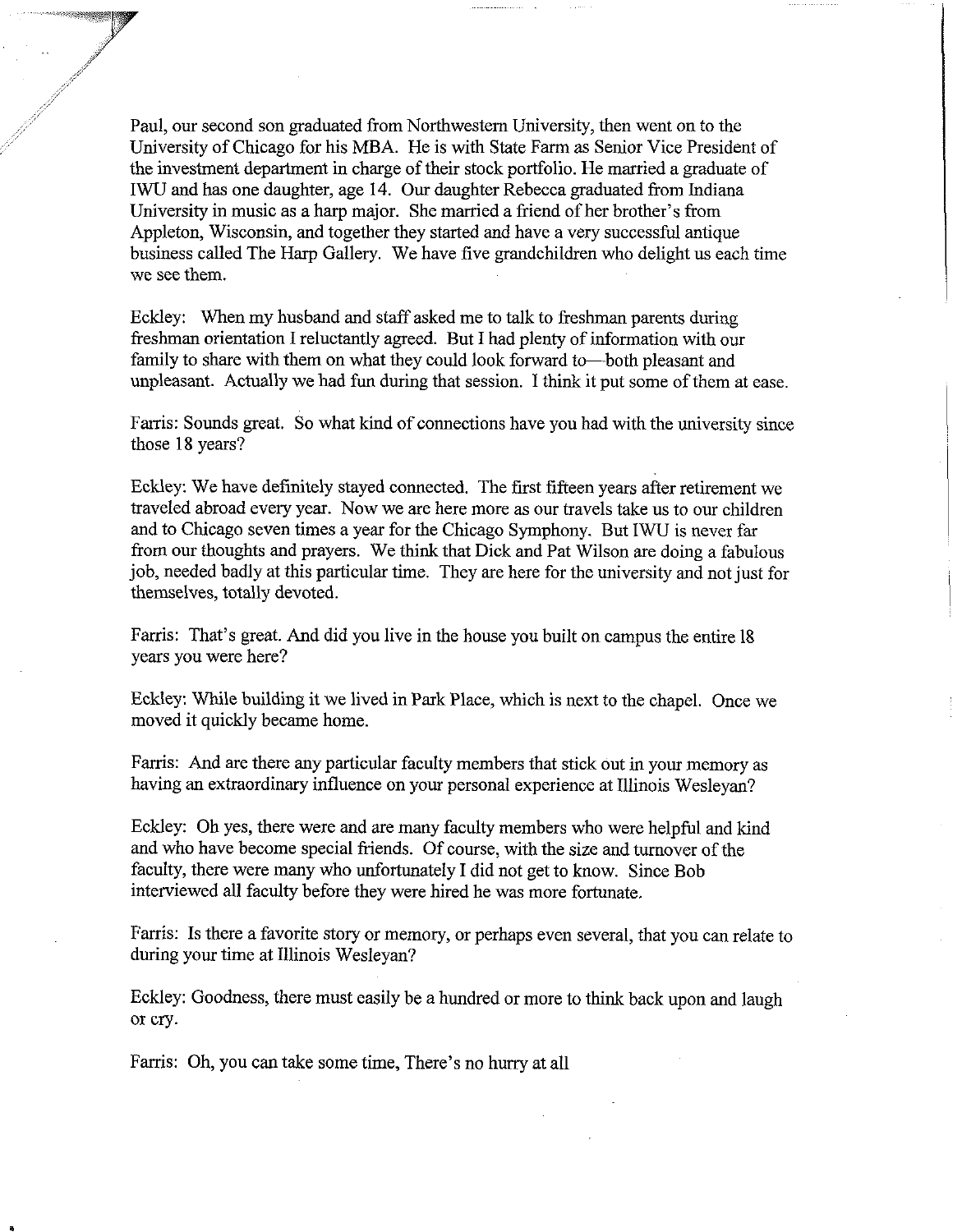Paul, our second son graduated from Northwestern University, then went on to the University of Chicago for his MBA. He is with State Farm as Senior Vice President of the investment department in charge of their stock portfolio. He married a graduate of IWU and has one daughter, age 14. Our daughter Rebecca graduated from Indiana University in music as a harp major. She married a friend of her brother's from Appleton, Wisconsin, and together they started and have a very successful antique business called The Harp Gallery. We have five grandchildren who delight us each time we see them.

Eckley: When my husband and staff asked me to talk to freshman parents during freshman orientation I reluctantly agreed. But I had plenty of information with our family to share with them on what they could look forward to—both pleasant and unpleasant. Actually we had fun during that session. I think it put some of them at ease.

Farris: Sounds great. So what kind of connections have you had with the university since those 18 years?

Eckley: We have definitely stayed connected. The first fifteen years after retirement we traveled abroad every year. Now we are here more as our travels take us to our children and to Chicago seven times a year for the Chicago Symphony. But IWU is never far from our thoughts and prayers. We think that Dick and Pat Wilson are doing a fabulous job, needed badly at this particular time. They are here for the university and not just for themselves, totally devoted.

Farris: That's great. And did you live in the house you built on campus the entire 18 years you were here?

Eckley: While building it we lived in Park Place, which is next to the chapel. Once we moved it quickly became home.

Farris: And are there any particular faculty members that stick out in your memory as having an extraordinary influence on your personal experience at Illinois Wesleyan?

Eckley: Oh yes, there were and are many faculty members who were helpful and kind and who have become special friends. Of course, with the size and turnover of the faculty, there were many who unfortunately I did not get to know. Since Bob interviewed all faculty before they were hired he was more fortunate.

Farris: Is there a favorite story or memory, or perhaps even several, that you can relate to during your time at Illinois Wesleyan?

Eckley: Goodness, there must easily be a hundred or more to think back upon and laugh or cry.

Farris: Oh, you can take some time, There's no hurry at all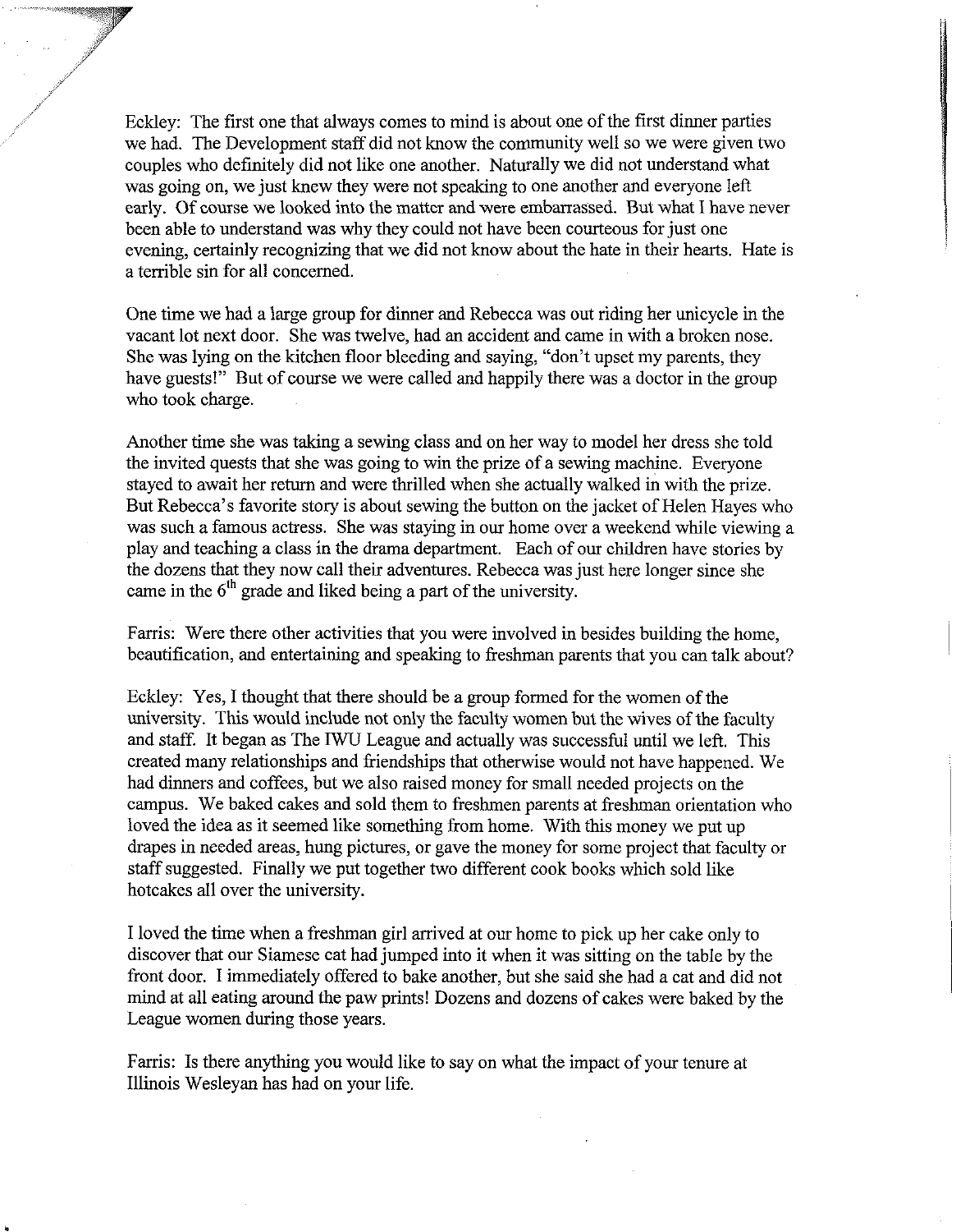Eckley: The first one that always comes to mind is about one of the first dinner parties we had. The Development staff did not know the community well so we were given two couples who definitely did not like one another. Naturally we did not understand what was going on, we just knew they were not speaking to one another and everyone left early. Of course we looked into the matter and were embarrassed. But what I have never been able to understand was why they could not have been courteous for just one evening, certainly recognizing that we did not know about the hate in their hearts. Hate is a terrible sin for all concerned.

One time we had a large group for dinner and Rebecca was out riding her unicycle in the vacant lot next door. She was twelve, had an accident and came in with a broken nose. She was lying on the kitchen floor bleeding and saying, "don't upset my parents, they have guests!" But of course we were called and happily there was a doctor in the group who took charge.

Another time she was taking a sewing class and on her way to model her dress she told the invited quests that she was going to win the prize of a sewing machine. Everyone stayed to await her return and were thrilled when she actually walked in with the prize. But Rebecca's favorite story is about sewing the button on the jacket of Helen Hayes who was such a famous actress. She was staying in our home over a weekend while viewing a play and teaching a class in the drama department. Each of our children have stories by the dozens that they now call their adventures. Rebecca was just here longer since she came in the 6th grade and liked being a part of the university.

Farris: Were there other activities that you were involved in besides building the home, beautification, and entertaining and speaking to freshman parents that you can talk about?

Eckley: Yes, I thought that there should be a group formed for the women of the university. This would include not only the faculty women but the wives of the faculty and staff. It began as The IWU League and actually was successful until we left. This created many relationships and friendships that otherwise would not have happened. We had dinners and coffees, but we also raised money for small needed projects on the campus. We baked cakes and sold them to freshmen parents at freshman orientation who loved the idea as it seemed like something from home. With this money we put up drapes in needed areas, hung pictures, or gave the money for some project that faculty or staff suggested. Finally we put together two different cook books which sold like hotcakes all over the university.

I loved the time when a freshman girl arrived at our home to pick up her cake only to discover that our Siamese cat had jumped into it when it was sitting on the table by the front door. I immediately offered to bake another, but she said she had a cat and did not mind at all eating around the paw prints! Dozens and dozens of cakes were baked by the League women during those years.

Farris: Is there anything you would like to say on what the impact of your tenure at Illinois Wesleyan has had on your life.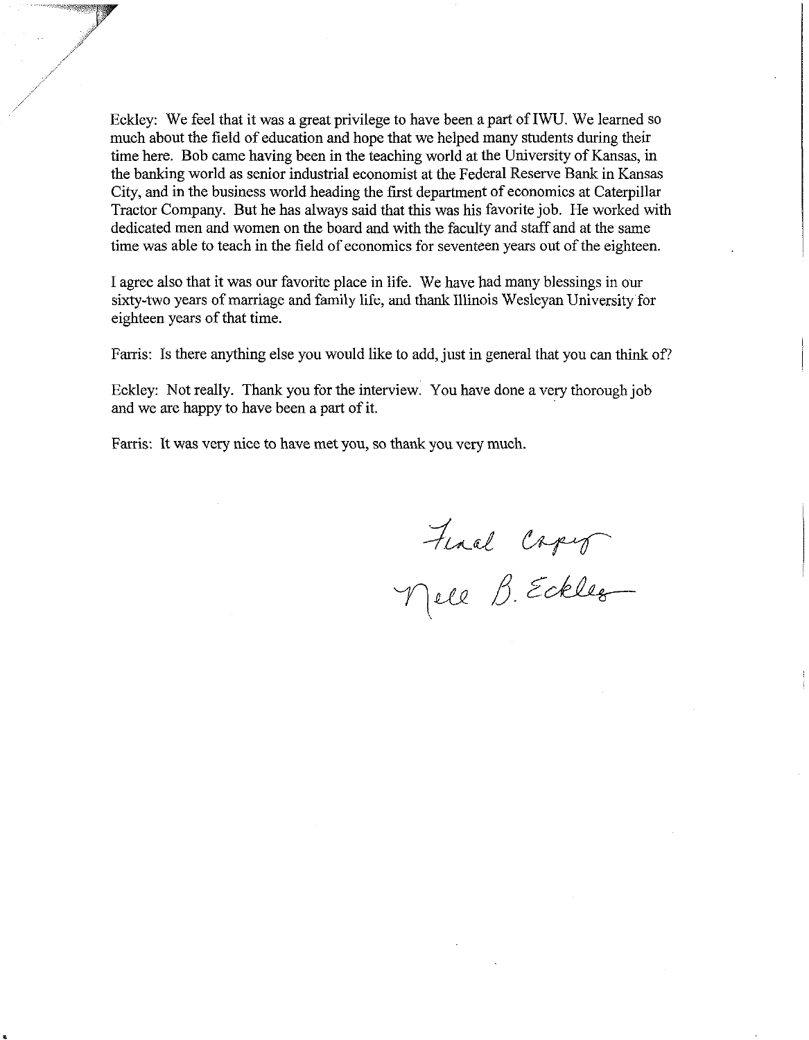Eckley: We feel that it was a great privilege to have been a part of IWU. We learned so much about the field of education and hope that we helped many students during their time here. Bob came having been in the teaching world at the University of Kansas, in the banking world as senior industrial economist at the Federal Reserve Bank in Kansas City, and in the business world heading the first department of economics at Caterpillar Tractor Company. But he has always said that this was his favorite job. He worked with dedicated men and women on the board and with the faculty and staff and at the same time was able to teach in the field of economics for seventeen years out of the eighteen.

I agree also that it was our favorite place in life. We have had many blessings in our sixty-two years of marriage and family life, and thank Illinois Wesleyan University for eighteen years of that time.

Farris: Is there anything else you would like to add, just in general that you can think of?

Eckley: Not really. Thank you for the interview. You have done a very thorough job and we are happy to have been a part of it.

Farris: It was very nice to have met you, so thank you very much.

*Final Copy*
*Nell B. Eckley*